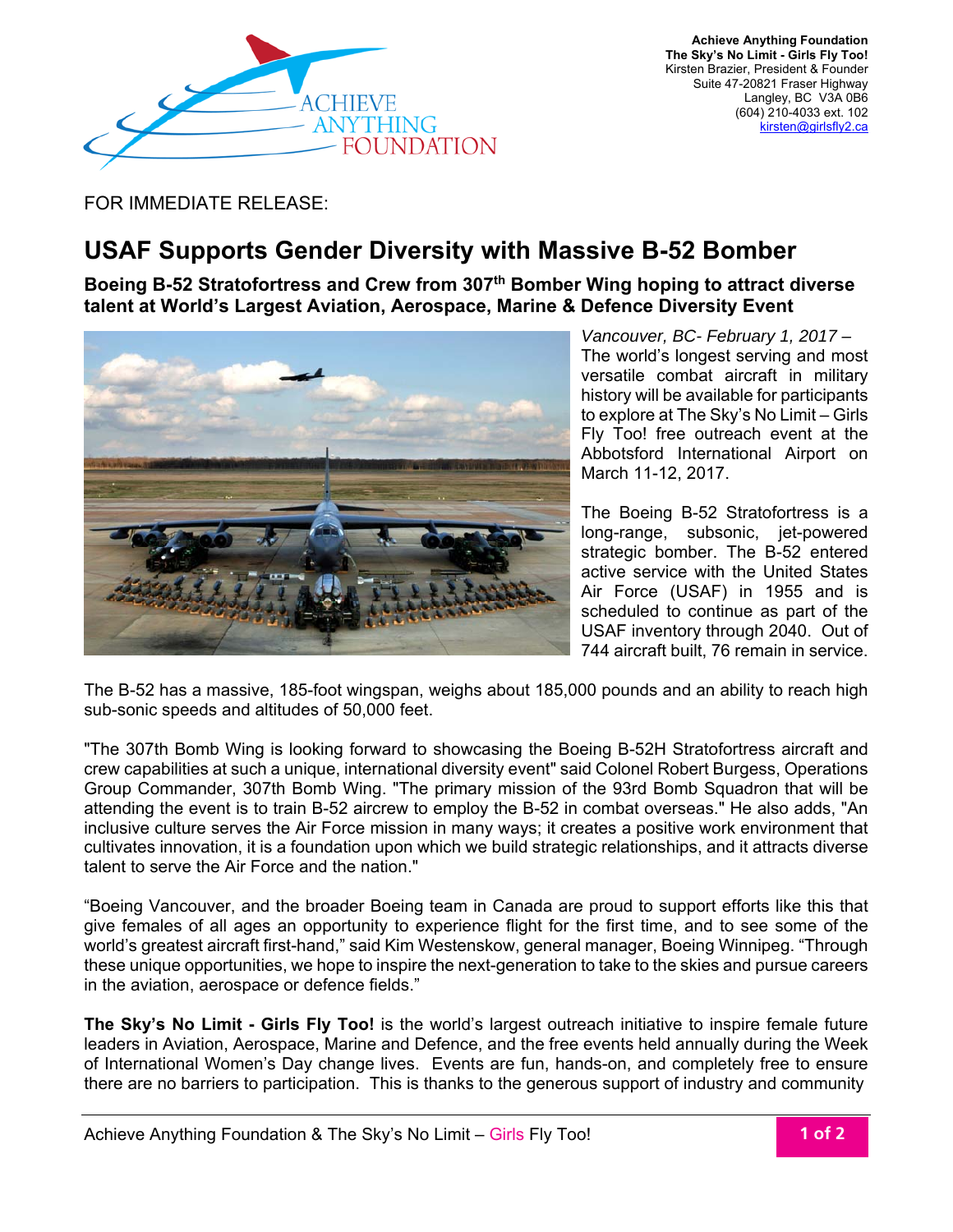**Achieve Anything Foundation**
**The Sky's No Limit - Girls Fly Too!**
Kirsten Brazier, President & Founder
Suite 47-20821 Fraser Highway
Langley, BC V3A 0B6
(604) 210-4033 ext. 102
kirsten@girlsfly2.ca

FOR IMMEDIATE RELEASE:

# USAF Supports Gender Diversity with Massive B-52 Bomber

**Boeing B-52 Stratofortress and Crew from 307th Bomber Wing hoping to attract diverse talent at World's Largest Aviation, Aerospace, Marine & Defence Diversity Event**

*Vancouver, BC- February 1, 2017 –* The world's longest serving and most versatile combat aircraft in military history will be available for participants to explore at The Sky's No Limit – Girls Fly Too! free outreach event at the Abbotsford International Airport on March 11-12, 2017.

The Boeing B-52 Stratofortress is a long-range, subsonic, jet-powered strategic bomber. The B-52 entered active service with the United States Air Force (USAF) in 1955 and is scheduled to continue as part of the USAF inventory through 2040. Out of 744 aircraft built, 76 remain in service.

The B-52 has a massive, 185-foot wingspan, weighs about 185,000 pounds and an ability to reach high sub-sonic speeds and altitudes of 50,000 feet.

"The 307th Bomb Wing is looking forward to showcasing the Boeing B-52H Stratofortress aircraft and crew capabilities at such a unique, international diversity event" said Colonel Robert Burgess, Operations Group Commander, 307th Bomb Wing. "The primary mission of the 93rd Bomb Squadron that will be attending the event is to train B-52 aircrew to employ the B-52 in combat overseas." He also adds, "An inclusive culture serves the Air Force mission in many ways; it creates a positive work environment that cultivates innovation, it is a foundation upon which we build strategic relationships, and it attracts diverse talent to serve the Air Force and the nation."

"Boeing Vancouver, and the broader Boeing team in Canada are proud to support efforts like this that give females of all ages an opportunity to experience flight for the first time, and to see some of the world's greatest aircraft first-hand," said Kim Westenskow, general manager, Boeing Winnipeg. "Through these unique opportunities, we hope to inspire the next-generation to take to the skies and pursue careers in the aviation, aerospace or defence fields."

**The Sky's No Limit - Girls Fly Too!** is the world's largest outreach initiative to inspire female future leaders in Aviation, Aerospace, Marine and Defence, and the free events held annually during the Week of International Women's Day change lives. Events are fun, hands-on, and completely free to ensure there are no barriers to participation. This is thanks to the generous support of industry and community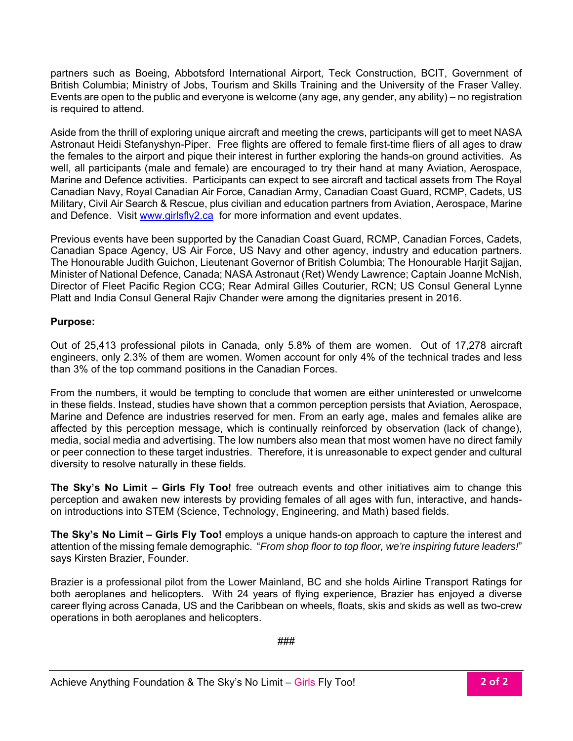partners such as Boeing, Abbotsford International Airport, Teck Construction, BCIT, Government of British Columbia; Ministry of Jobs, Tourism and Skills Training and the University of the Fraser Valley. Events are open to the public and everyone is welcome (any age, any gender, any ability) – no registration is required to attend.

Aside from the thrill of exploring unique aircraft and meeting the crews, participants will get to meet NASA Astronaut Heidi Stefanyshyn-Piper. Free flights are offered to female first-time fliers of all ages to draw the females to the airport and pique their interest in further exploring the hands-on ground activities. As well, all participants (male and female) are encouraged to try their hand at many Aviation, Aerospace, Marine and Defence activities. Participants can expect to see aircraft and tactical assets from The Royal Canadian Navy, Royal Canadian Air Force, Canadian Army, Canadian Coast Guard, RCMP, Cadets, US Military, Civil Air Search & Rescue, plus civilian and education partners from Aviation, Aerospace, Marine and Defence. Visit [www.girlsfly2.ca](http://www.girlsfly2.ca) for more information and event updates.

Previous events have been supported by the Canadian Coast Guard, RCMP, Canadian Forces, Cadets, Canadian Space Agency, US Air Force, US Navy and other agency, industry and education partners. The Honourable Judith Guichon, Lieutenant Governor of British Columbia; The Honourable Harjit Sajjan, Minister of National Defence, Canada; NASA Astronaut (Ret) Wendy Lawrence; Captain Joanne McNish, Director of Fleet Pacific Region CCG; Rear Admiral Gilles Couturier, RCN; US Consul General Lynne Platt and India Consul General Rajiv Chander were among the dignitaries present in 2016.

**Purpose:**

Out of 25,413 professional pilots in Canada, only 5.8% of them are women. Out of 17,278 aircraft engineers, only 2.3% of them are women. Women account for only 4% of the technical trades and less than 3% of the top command positions in the Canadian Forces.

From the numbers, it would be tempting to conclude that women are either uninterested or unwelcome in these fields. Instead, studies have shown that a common perception persists that Aviation, Aerospace, Marine and Defence are industries reserved for men. From an early age, males and females alike are affected by this perception message, which is continually reinforced by observation (lack of change), media, social media and advertising. The low numbers also mean that most women have no direct family or peer connection to these target industries. Therefore, it is unreasonable to expect gender and cultural diversity to resolve naturally in these fields.

**The Sky's No Limit – Girls Fly Too!** free outreach events and other initiatives aim to change this perception and awaken new interests by providing females of all ages with fun, interactive, and hands-on introductions into STEM (Science, Technology, Engineering, and Math) based fields.

**The Sky's No Limit – Girls Fly Too!** employs a unique hands-on approach to capture the interest and attention of the missing female demographic. "*From shop floor to top floor, we're inspiring future leaders!*" says Kirsten Brazier, Founder.

Brazier is a professional pilot from the Lower Mainland, BC and she holds Airline Transport Ratings for both aeroplanes and helicopters. With 24 years of flying experience, Brazier has enjoyed a diverse career flying across Canada, US and the Caribbean on wheels, floats, skis and skids as well as two-crew operations in both aeroplanes and helicopters.

###